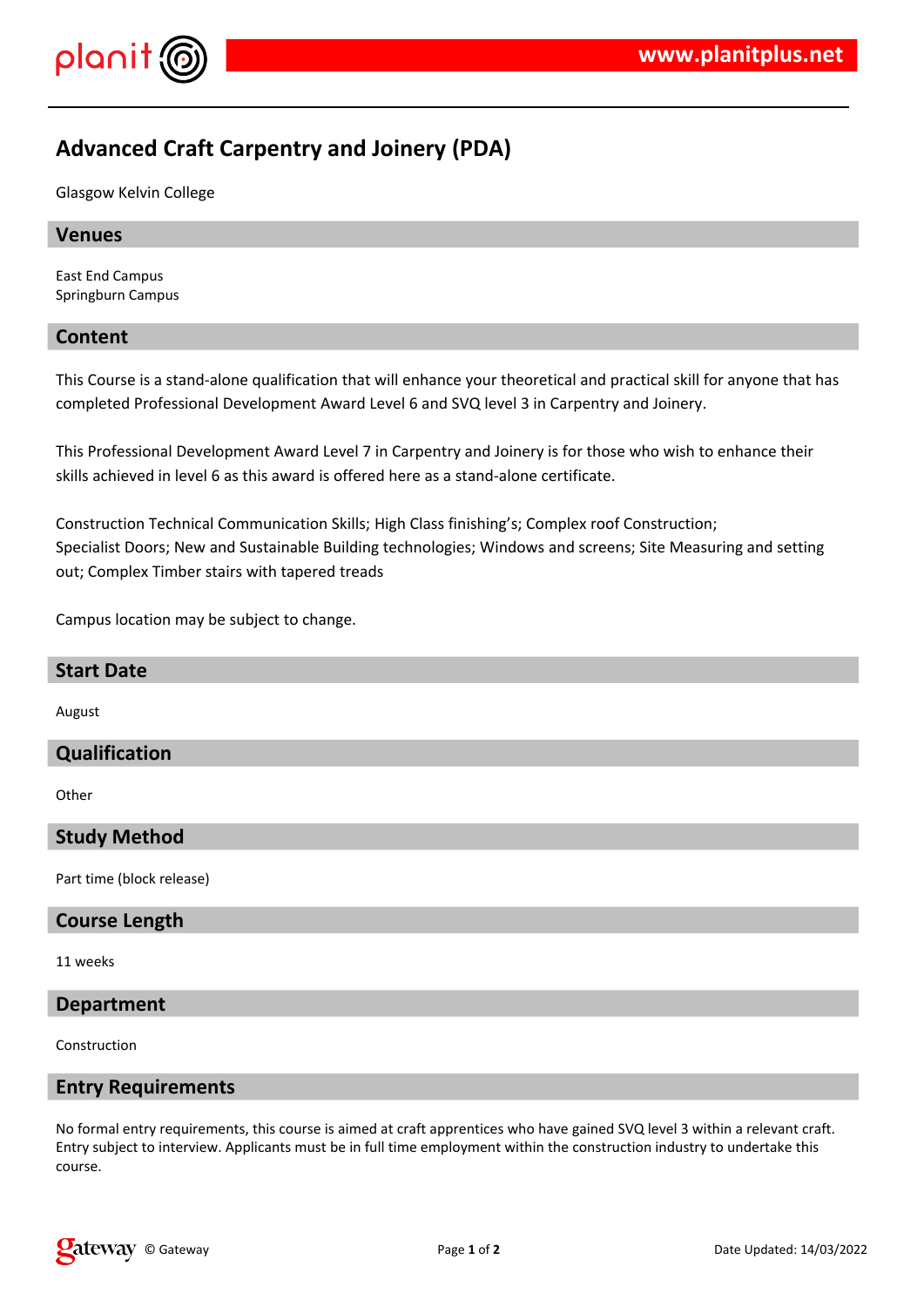# Advanced Craft Carpentry and Joinery (PDA)

Glasgow Kelvin College

## Venues

East End Campus
Springburn Campus

## Content

This Course is a stand-alone qualification that will enhance your theoretical and practical skill for anyone that has completed Professional Development Award Level 6 and SVQ level 3 in Carpentry and Joinery.

This Professional Development Award Level 7 in Carpentry and Joinery is for those who wish to enhance their skills achieved in level 6 as this award is offered here as a stand-alone certificate.

Construction Technical Communication Skills; High Class finishing's; Complex roof Construction; Specialist Doors; New and Sustainable Building technologies; Windows and screens; Site Measuring and setting out; Complex Timber stairs with tapered treads

Campus location may be subject to change.

## Start Date

August

## Qualification

Other

## Study Method

Part time (block release)

## Course Length

11 weeks

## Department

Construction

## Entry Requirements

No formal entry requirements, this course is aimed at craft apprentices who have gained SVQ level 3 within a relevant craft. Entry subject to interview. Applicants must be in full time employment within the construction industry to undertake this course.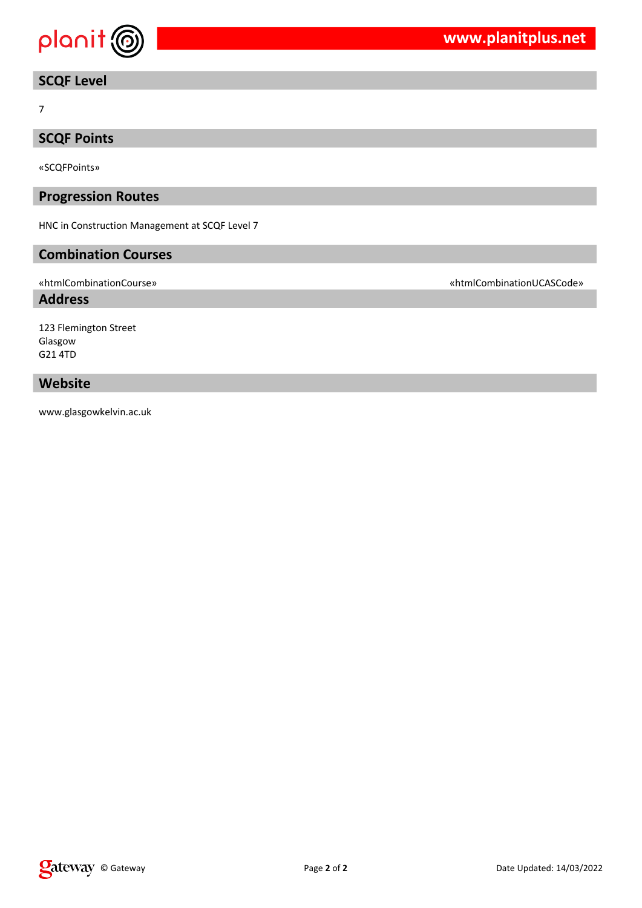## SCQF Level

7

## SCQF Points

«SCQFPoints»

## Progression Routes

HNC in Construction Management at SCQF Level 7

## Combination Courses

«htmlCombinationCourse» «htmlCombinationUCASCode»

## Address

123 Flemington Street
Glasgow
G21 4TD

## Website

www.glasgowkelvin.ac.uk